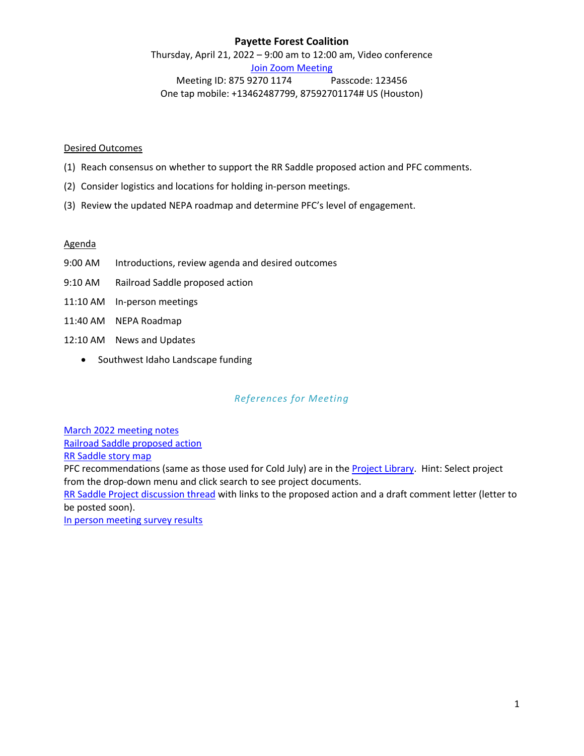# Payette Forest Coalition

Thursday, April 21, 2022 – 9:00 am to 12:00 am, Video conference

Join Zoom Meeting

Meeting ID: 875 9270 1174 Passcode: 123456

One tap mobile: +13462487799, 87592701174# US (Houston)

## Desired Outcomes

(1) Reach consensus on whether to support the RR Saddle proposed action and PFC comments.

(2) Consider logistics and locations for holding in-person meetings.

(3) Review the updated NEPA roadmap and determine PFC's level of engagement.

## Agenda

9:00 AM Introductions, review agenda and desired outcomes

9:10 AM Railroad Saddle proposed action

11:10 AM In-person meetings

11:40 AM NEPA Roadmap

12:10 AM News and Updates

- Southwest Idaho Landscape funding

### *References for Meeting*

March 2022 meeting notes

Railroad Saddle proposed action

RR Saddle story map

PFC recommendations (same as those used for Cold July) are in the Project Library. Hint: Select project from the drop-down menu and click search to see project documents.

RR Saddle Project discussion thread with links to the proposed action and a draft comment letter (letter to be posted soon).

In person meeting survey results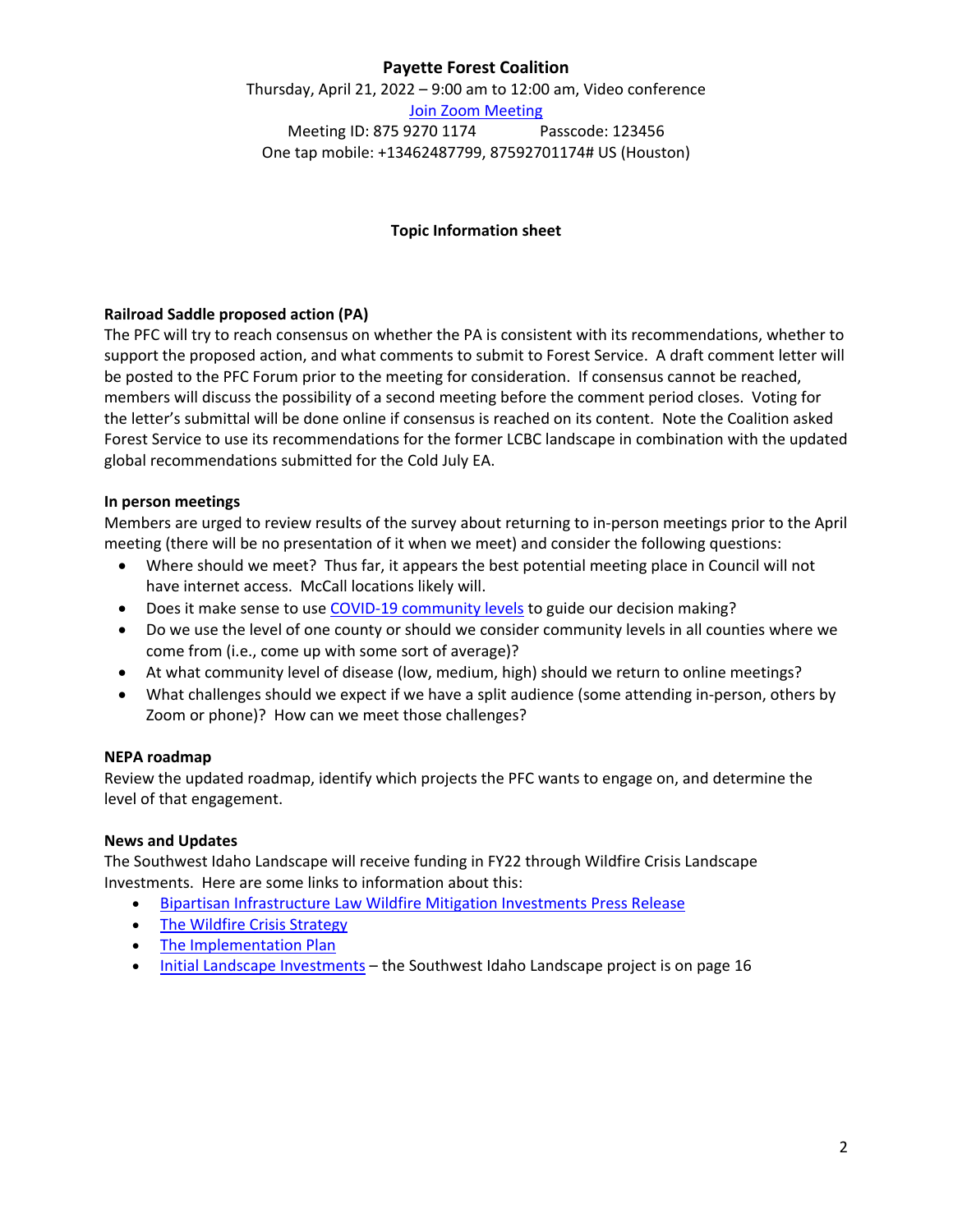# Payette Forest Coalition

Thursday, April 21, 2022 – 9:00 am to 12:00 am, Video conference

[Join Zoom Meeting]

Meeting ID: 875 9270 1174 Passcode: 123456

One tap mobile: +13462487799, 87592701174# US (Houston)

## Topic Information sheet

### Railroad Saddle proposed action (PA)

The PFC will try to reach consensus on whether the PA is consistent with its recommendations, whether to support the proposed action, and what comments to submit to Forest Service. A draft comment letter will be posted to the PFC Forum prior to the meeting for consideration. If consensus cannot be reached, members will discuss the possibility of a second meeting before the comment period closes. Voting for the letter's submittal will be done online if consensus is reached on its content. Note the Coalition asked Forest Service to use its recommendations for the former LCBC landscape in combination with the updated global recommendations submitted for the Cold July EA.

### In person meetings

Members are urged to review results of the survey about returning to in-person meetings prior to the April meeting (there will be no presentation of it when we meet) and consider the following questions:

- Where should we meet? Thus far, it appears the best potential meeting place in Council will not have internet access. McCall locations likely will.
- Does it make sense to use COVID-19 community levels to guide our decision making?
- Do we use the level of one county or should we consider community levels in all counties where we come from (i.e., come up with some sort of average)?
- At what community level of disease (low, medium, high) should we return to online meetings?
- What challenges should we expect if we have a split audience (some attending in-person, others by Zoom or phone)? How can we meet those challenges?

### NEPA roadmap

Review the updated roadmap, identify which projects the PFC wants to engage on, and determine the level of that engagement.

### News and Updates

The Southwest Idaho Landscape will receive funding in FY22 through Wildfire Crisis Landscape Investments. Here are some links to information about this:

- Bipartisan Infrastructure Law Wildfire Mitigation Investments Press Release
- The Wildfire Crisis Strategy
- The Implementation Plan
- Initial Landscape Investments – the Southwest Idaho Landscape project is on page 16